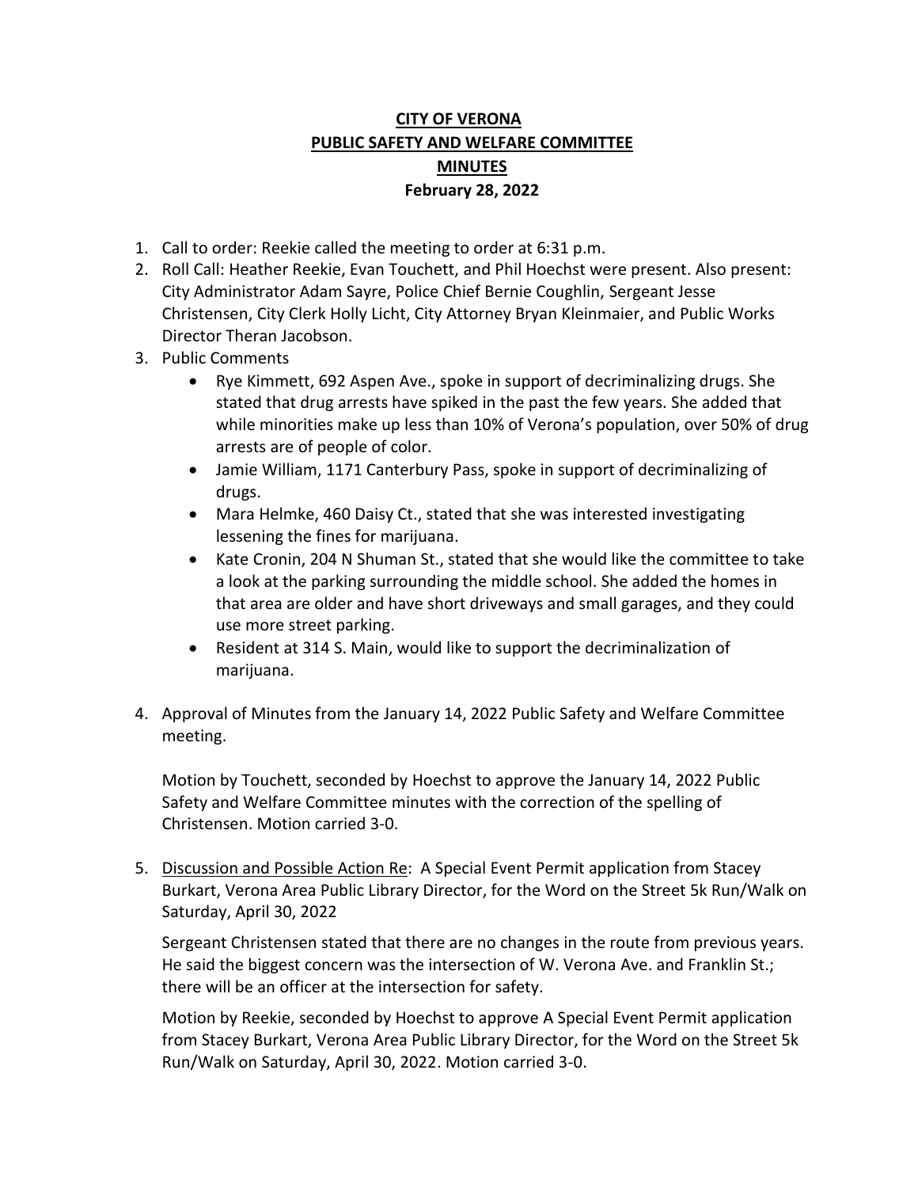# CITY OF VERONA
# PUBLIC SAFETY AND WELFARE COMMITTEE
# MINUTES
## February 28, 2022

1. Call to order: Reekie called the meeting to order at 6:31 p.m.
2. Roll Call: Heather Reekie, Evan Touchett, and Phil Hoechst were present. Also present: City Administrator Adam Sayre, Police Chief Bernie Coughlin, Sergeant Jesse Christensen, City Clerk Holly Licht, City Attorney Bryan Kleinmaier, and Public Works Director Theran Jacobson.
3. Public Comments
   - Rye Kimmett, 692 Aspen Ave., spoke in support of decriminalizing drugs. She stated that drug arrests have spiked in the past the few years. She added that while minorities make up less than 10% of Verona's population, over 50% of drug arrests are of people of color.
   - Jamie William, 1171 Canterbury Pass, spoke in support of decriminalizing of drugs.
   - Mara Helmke, 460 Daisy Ct., stated that she was interested investigating lessening the fines for marijuana.
   - Kate Cronin, 204 N Shuman St., stated that she would like the committee to take a look at the parking surrounding the middle school. She added the homes in that area are older and have short driveways and small garages, and they could use more street parking.
   - Resident at 314 S. Main, would like to support the decriminalization of marijuana.
4. Approval of Minutes from the January 14, 2022 Public Safety and Welfare Committee meeting.

   Motion by Touchett, seconded by Hoechst to approve the January 14, 2022 Public Safety and Welfare Committee minutes with the correction of the spelling of Christensen. Motion carried 3-0.

5. <u>Discussion and Possible Action Re</u>: A Special Event Permit application from Stacey Burkart, Verona Area Public Library Director, for the Word on the Street 5k Run/Walk on Saturday, April 30, 2022

   Sergeant Christensen stated that there are no changes in the route from previous years. He said the biggest concern was the intersection of W. Verona Ave. and Franklin St.; there will be an officer at the intersection for safety.

   Motion by Reekie, seconded by Hoechst to approve A Special Event Permit application from Stacey Burkart, Verona Area Public Library Director, for the Word on the Street 5k Run/Walk on Saturday, April 30, 2022. Motion carried 3-0.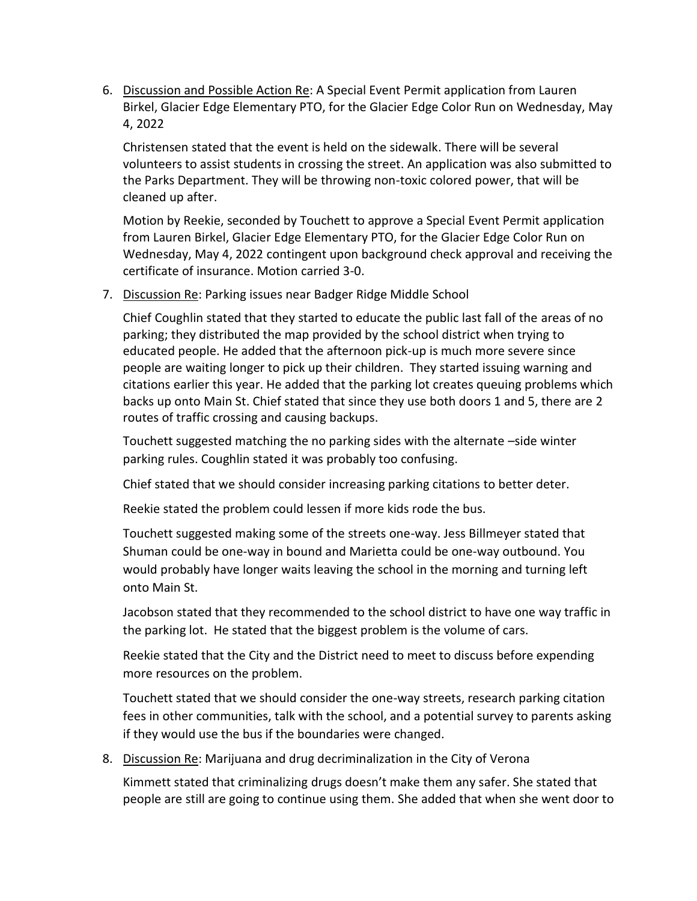6. <u>Discussion and Possible Action Re</u>: A Special Event Permit application from Lauren Birkel, Glacier Edge Elementary PTO, for the Glacier Edge Color Run on Wednesday, May 4, 2022

   Christensen stated that the event is held on the sidewalk. There will be several volunteers to assist students in crossing the street. An application was also submitted to the Parks Department. They will be throwing non-toxic colored power, that will be cleaned up after.

   Motion by Reekie, seconded by Touchett to approve a Special Event Permit application from Lauren Birkel, Glacier Edge Elementary PTO, for the Glacier Edge Color Run on Wednesday, May 4, 2022 contingent upon background check approval and receiving the certificate of insurance. Motion carried 3-0.

7. <u>Discussion Re</u>: Parking issues near Badger Ridge Middle School

   Chief Coughlin stated that they started to educate the public last fall of the areas of no parking; they distributed the map provided by the school district when trying to educated people. He added that the afternoon pick-up is much more severe since people are waiting longer to pick up their children. They started issuing warning and citations earlier this year. He added that the parking lot creates queuing problems which backs up onto Main St. Chief stated that since they use both doors 1 and 5, there are 2 routes of traffic crossing and causing backups.

   Touchett suggested matching the no parking sides with the alternate –side winter parking rules. Coughlin stated it was probably too confusing.

   Chief stated that we should consider increasing parking citations to better deter.

   Reekie stated the problem could lessen if more kids rode the bus.

   Touchett suggested making some of the streets one-way. Jess Billmeyer stated that Shuman could be one-way in bound and Marietta could be one-way outbound. You would probably have longer waits leaving the school in the morning and turning left onto Main St.

   Jacobson stated that they recommended to the school district to have one way traffic in the parking lot. He stated that the biggest problem is the volume of cars.

   Reekie stated that the City and the District need to meet to discuss before expending more resources on the problem.

   Touchett stated that we should consider the one-way streets, research parking citation fees in other communities, talk with the school, and a potential survey to parents asking if they would use the bus if the boundaries were changed.

8. <u>Discussion Re</u>: Marijuana and drug decriminalization in the City of Verona

   Kimmett stated that criminalizing drugs doesn't make them any safer. She stated that people are still are going to continue using them. She added that when she went door to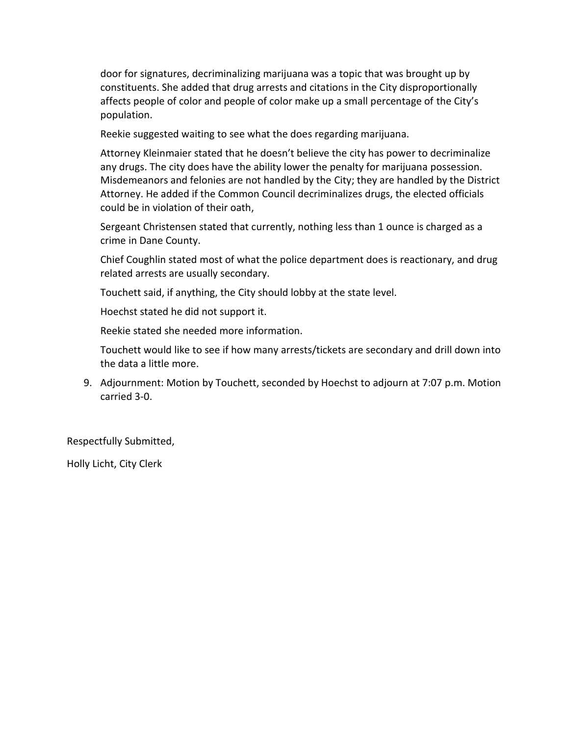door for signatures, decriminalizing marijuana was a topic that was brought up by constituents. She added that drug arrests and citations in the City disproportionally affects people of color and people of color make up a small percentage of the City's population.

Reekie suggested waiting to see what the does regarding marijuana.

Attorney Kleinmaier stated that he doesn't believe the city has power to decriminalize any drugs. The city does have the ability lower the penalty for marijuana possession. Misdemeanors and felonies are not handled by the City; they are handled by the District Attorney. He added if the Common Council decriminalizes drugs, the elected officials could be in violation of their oath,

Sergeant Christensen stated that currently, nothing less than 1 ounce is charged as a crime in Dane County.

Chief Coughlin stated most of what the police department does is reactionary, and drug related arrests are usually secondary.

Touchett said, if anything, the City should lobby at the state level.

Hoechst stated he did not support it.

Reekie stated she needed more information.

Touchett would like to see if how many arrests/tickets are secondary and drill down into the data a little more.

9. Adjournment: Motion by Touchett, seconded by Hoechst to adjourn at 7:07 p.m. Motion carried 3-0.

Respectfully Submitted,

Holly Licht, City Clerk